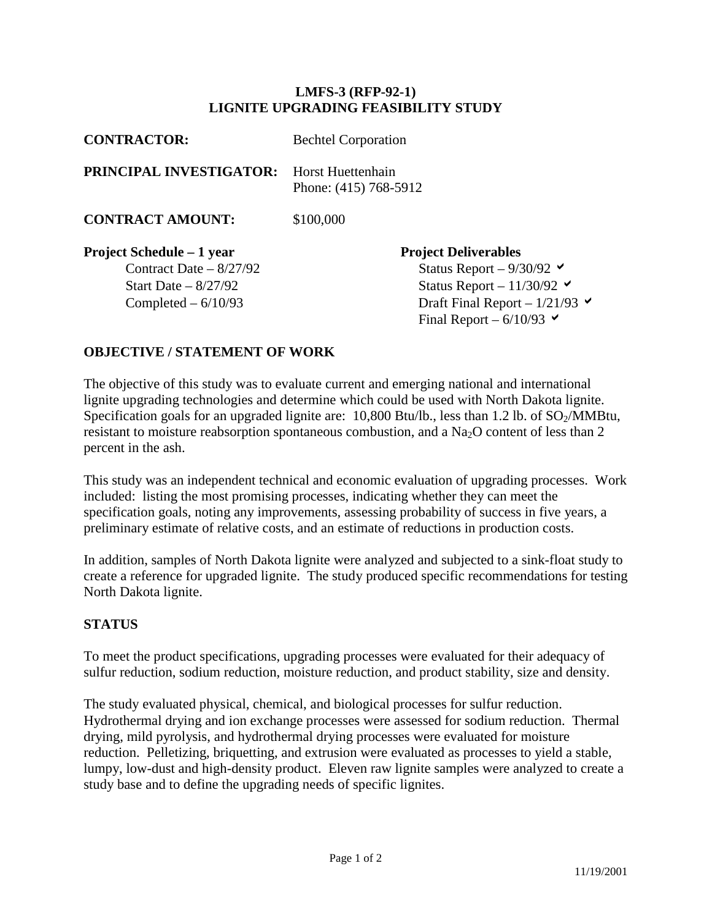# LMFS-3 (RFP-92-1)
# LIGNITE UPGRADING FEASIBILITY STUDY

**CONTRACTOR:** Bechtel Corporation

**PRINCIPAL INVESTIGATOR:** Horst Huettenhain
Phone: (415) 768-5912

**CONTRACT AMOUNT:** \$100,000

**Project Schedule – 1 year**

- Contract Date – 8/27/92
- Start Date – 8/27/92
- Completed – 6/10/93

**Project Deliverables**

- Status Report – 9/30/92 ✔
- Status Report – 11/30/92 ✔
- Draft Final Report – 1/21/93 ✔
- Final Report – 6/10/93 ✔

## OBJECTIVE / STATEMENT OF WORK

The objective of this study was to evaluate current and emerging national and international lignite upgrading technologies and determine which could be used with North Dakota lignite. Specification goals for an upgraded lignite are: 10,800 Btu/lb., less than 1.2 lb. of $SO_2$/MMBtu, resistant to moisture reabsorption spontaneous combustion, and a $Na_2O$ content of less than 2 percent in the ash.

This study was an independent technical and economic evaluation of upgrading processes. Work included: listing the most promising processes, indicating whether they can meet the specification goals, noting any improvements, assessing probability of success in five years, a preliminary estimate of relative costs, and an estimate of reductions in production costs.

In addition, samples of North Dakota lignite were analyzed and subjected to a sink-float study to create a reference for upgraded lignite. The study produced specific recommendations for testing North Dakota lignite.

## STATUS

To meet the product specifications, upgrading processes were evaluated for their adequacy of sulfur reduction, sodium reduction, moisture reduction, and product stability, size and density.

The study evaluated physical, chemical, and biological processes for sulfur reduction. Hydrothermal drying and ion exchange processes were assessed for sodium reduction. Thermal drying, mild pyrolysis, and hydrothermal drying processes were evaluated for moisture reduction. Pelletizing, briquetting, and extrusion were evaluated as processes to yield a stable, lumpy, low-dust and high-density product. Eleven raw lignite samples were analyzed to create a study base and to define the upgrading needs of specific lignites.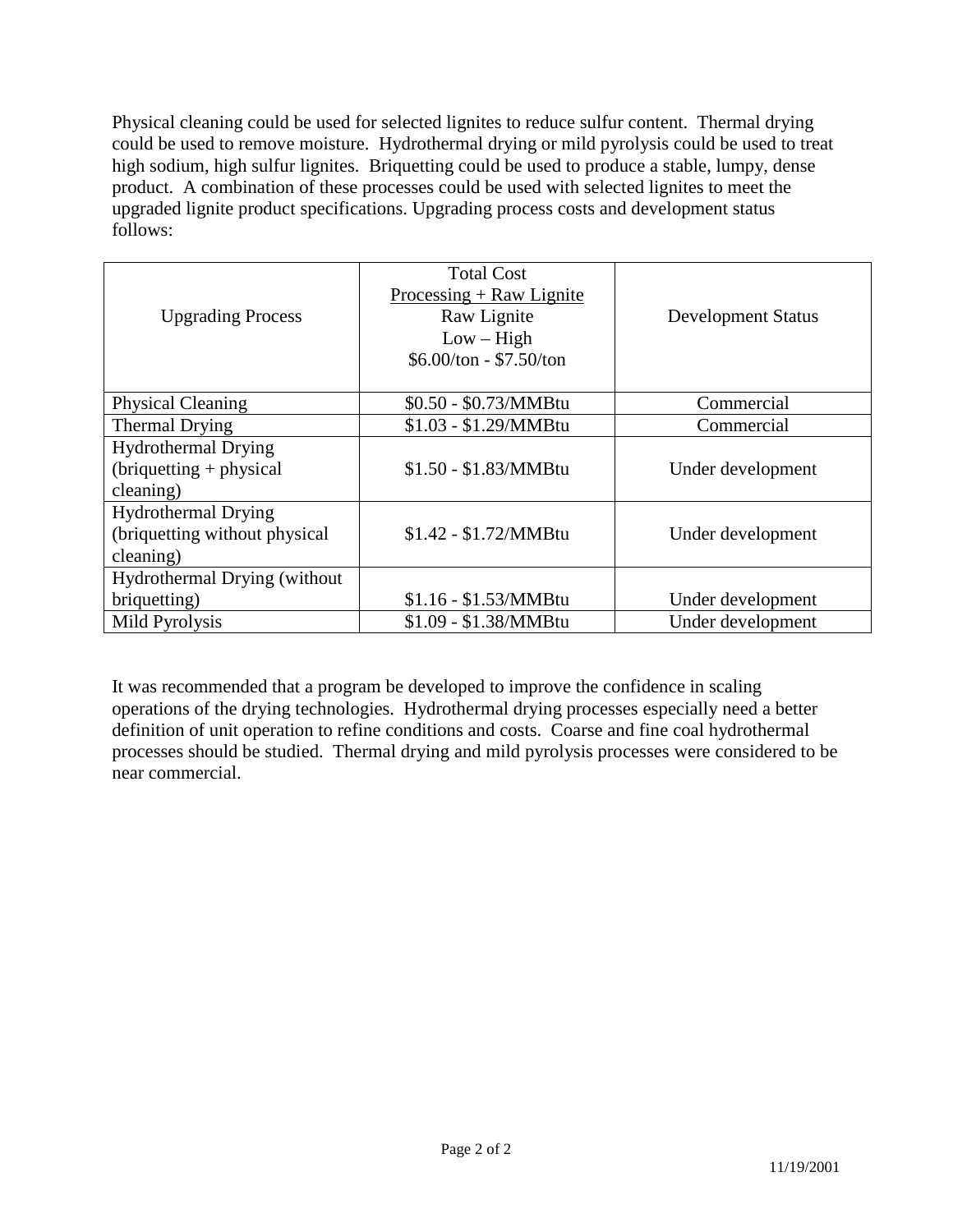Physical cleaning could be used for selected lignites to reduce sulfur content. Thermal drying could be used to remove moisture. Hydrothermal drying or mild pyrolysis could be used to treat high sodium, high sulfur lignites. Briquetting could be used to produce a stable, lumpy, dense product. A combination of these processes could be used with selected lignites to meet the upgraded lignite product specifications. Upgrading process costs and development status follows:

| Upgrading Process | Total Cost<br>Processing + Raw Lignite<br>Raw Lignite<br>Low – High<br>$6.00/ton - $7.50/ton | Development Status |
|---|---|---|
| Physical Cleaning | $0.50 - $0.73/MMBtu | Commercial |
| Thermal Drying | $1.03 - $1.29/MMBtu | Commercial |
| Hydrothermal Drying (briquetting + physical cleaning) | $1.50 - $1.83/MMBtu | Under development |
| Hydrothermal Drying (briquetting without physical cleaning) | $1.42 - $1.72/MMBtu | Under development |
| Hydrothermal Drying (without briquetting) | $1.16 - $1.53/MMBtu | Under development |
| Mild Pyrolysis | $1.09 - $1.38/MMBtu | Under development |

It was recommended that a program be developed to improve the confidence in scaling operations of the drying technologies. Hydrothermal drying processes especially need a better definition of unit operation to refine conditions and costs. Coarse and fine coal hydrothermal processes should be studied. Thermal drying and mild pyrolysis processes were considered to be near commercial.

11/19/2001